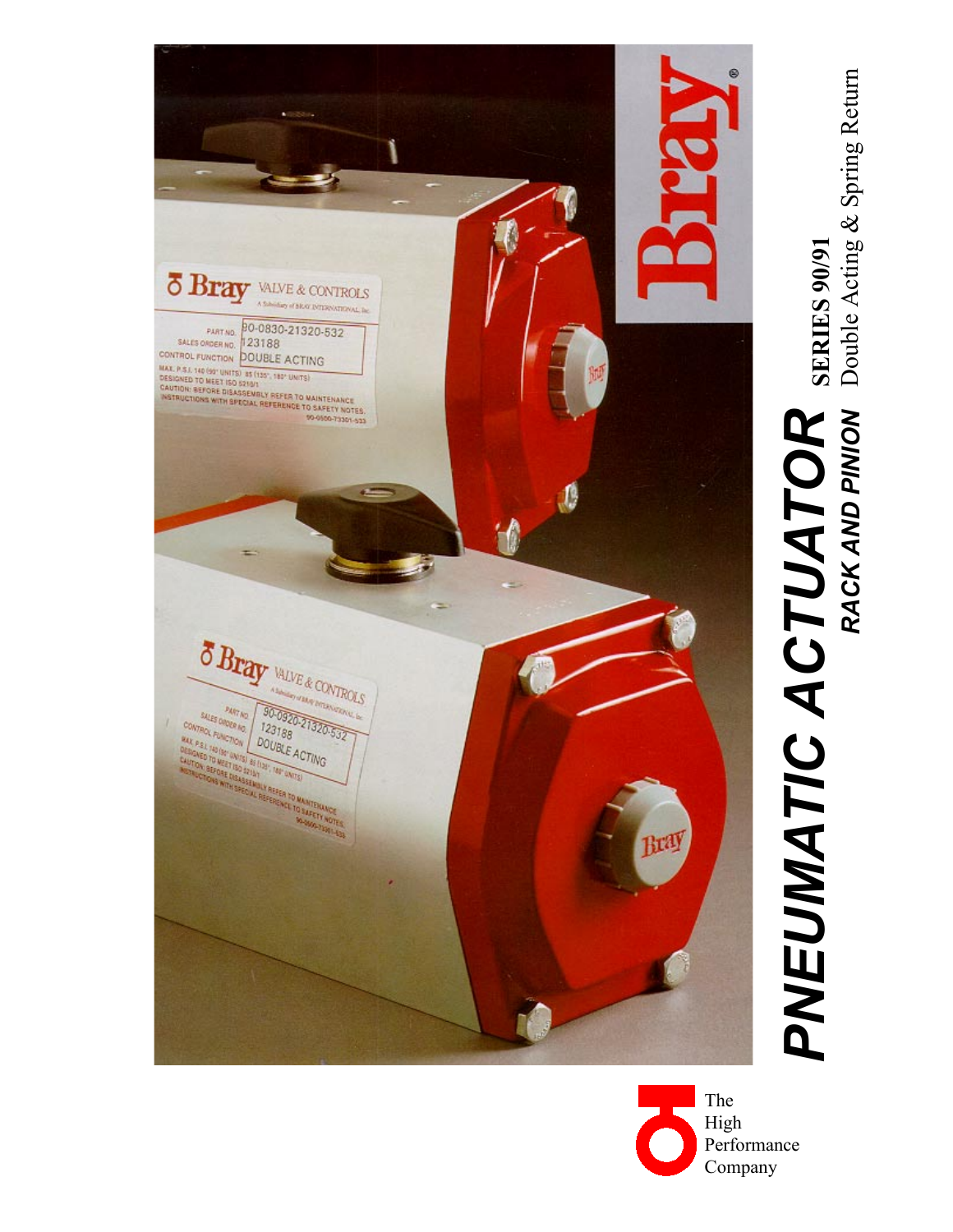# PNEUMATIC ACTUATOR

## *RACK AND PINION*

**SERIES 90/91**

Double Acting & Spring Return

The High Performance Company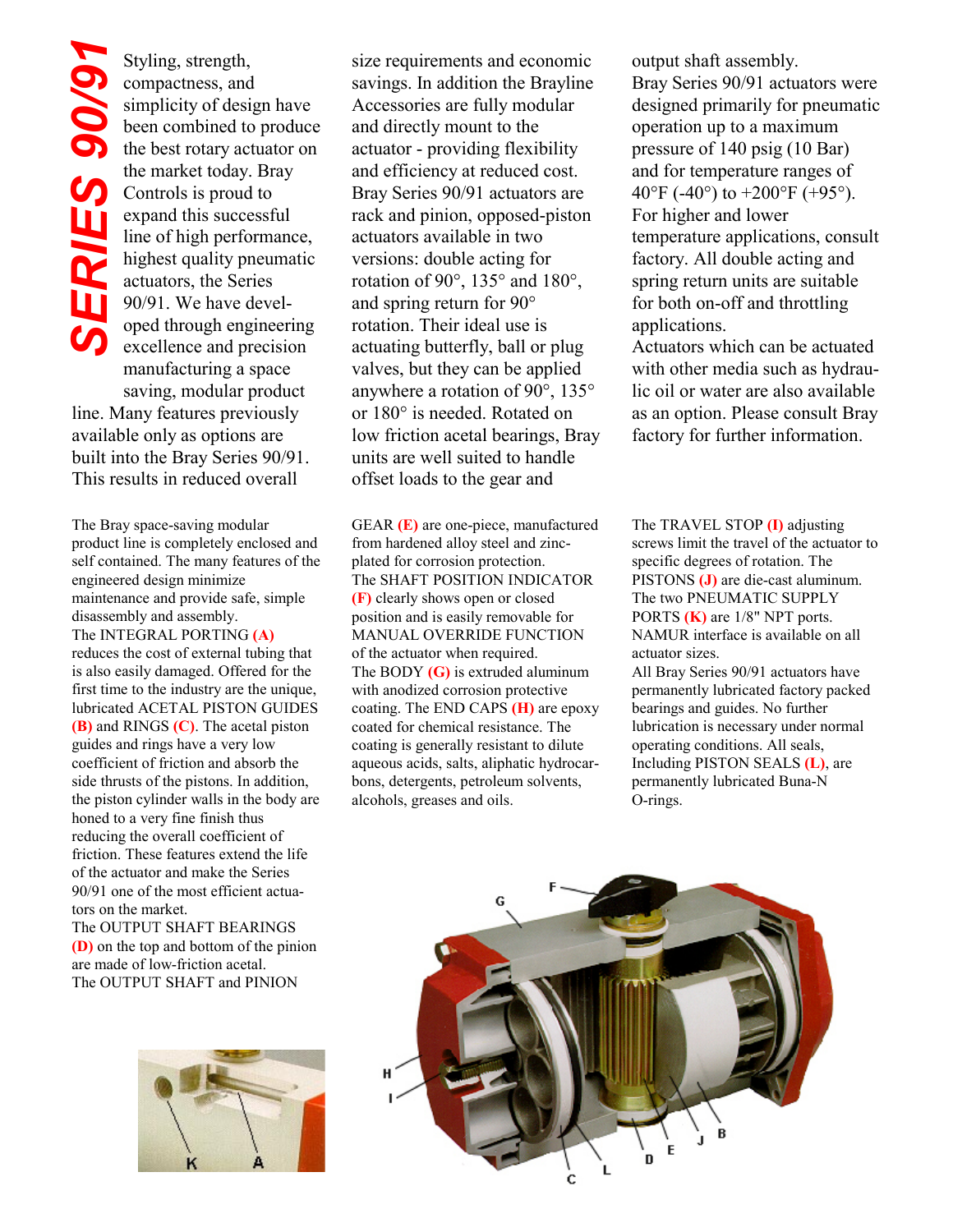# SERIES 90/91

Styling, strength, compactness, and simplicity of design have been combined to produce the best rotary actuator on the market today. Bray Controls is proud to expand this successful line of high performance, highest quality pneumatic actuators, the Series 90/91. We have developed through engineering excellence and precision manufacturing a space saving, modular product line. Many features previously available only as options are built into the Bray Series 90/91. This results in reduced overall size requirements and economic savings. In addition the Brayline Accessories are fully modular and directly mount to the actuator - providing flexibility and efficiency at reduced cost.

Bray Series 90/91 actuators are rack and pinion, opposed-piston actuators available in two versions: double acting for rotation of 90°, 135° and 180°, and spring return for 90° rotation. Their ideal use is actuating butterfly, ball or plug valves, but they can be applied anywhere a rotation of 90°, 135° or 180° is needed. Rotated on low friction acetal bearings, Bray units are well suited to handle offset loads to the gear and output shaft assembly.

Bray Series 90/91 actuators were designed primarily for pneumatic operation up to a maximum pressure of 140 psig (10 Bar) and for temperature ranges of 40°F (-40°) to +200°F (+95°). For higher and lower temperature applications, consult factory. All double acting and spring return units are suitable for both on-off and throttling applications.

Actuators which can be actuated with other media such as hydraulic oil or water are also available as an option. Please consult Bray factory for further information.

The Bray space-saving modular product line is completely enclosed and self contained. The many features of the engineered design minimize maintenance and provide safe, simple disassembly and assembly.

The INTEGRAL PORTING **(A)** reduces the cost of external tubing that is also easily damaged. Offered for the first time to the industry are the unique, lubricated ACETAL PISTON GUIDES **(B)** and RINGS **(C)**. The acetal piston guides and rings have a very low coefficient of friction and absorb the side thrusts of the pistons. In addition, the piston cylinder walls in the body are honed to a very fine finish thus reducing the overall coefficient of friction. These features extend the life of the actuator and make the Series 90/91 one of the most efficient actuators on the market.

The OUTPUT SHAFT BEARINGS **(D)** on the top and bottom of the pinion are made of low-friction acetal.

The OUTPUT SHAFT and PINION GEAR **(E)** are one-piece, manufactured from hardened alloy steel and zinc-plated for corrosion protection.

The SHAFT POSITION INDICATOR **(F)** clearly shows open or closed position and is easily removable for MANUAL OVERRIDE FUNCTION of the actuator when required.

The BODY **(G)** is extruded aluminum with anodized corrosion protective coating. The END CAPS **(H)** are epoxy coated for chemical resistance. The coating is generally resistant to dilute aqueous acids, salts, aliphatic hydrocarbons, detergents, petroleum solvents, alcohols, greases and oils.

The TRAVEL STOP **(I)** adjusting screws limit the travel of the actuator to specific degrees of rotation. The PISTONS **(J)** are die-cast aluminum.

The two PNEUMATIC SUPPLY PORTS **(K)** are 1/8" NPT ports.

NAMUR interface is available on all actuator sizes.

All Bray Series 90/91 actuators have permanently lubricated factory packed bearings and guides. No further lubrication is necessary under normal operating conditions. All seals, Including PISTON SEALS **(L)**, are permanently lubricated Buna-N O-rings.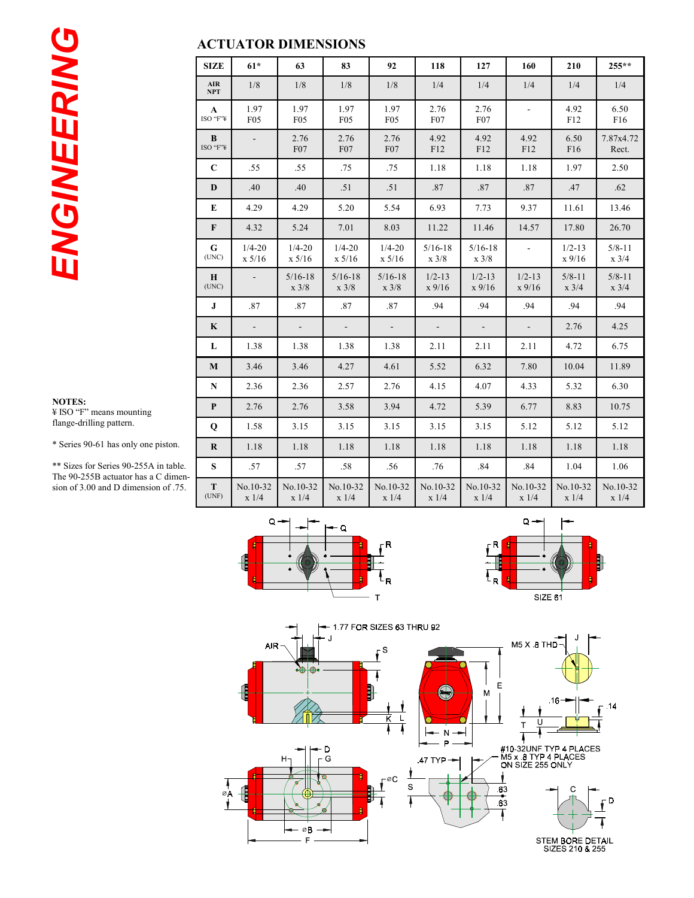ENGINEERING

## ACTUATOR DIMENSIONS

| SIZE | 61* | 63 | 83 | 92 | 118 | 127 | 160 | 210 | 255** |
|---|---|---|---|---|---|---|---|---|---|
| AIR NPT | 1/8 | 1/8 | 1/8 | 1/8 | 1/4 | 1/4 | 1/4 | 1/4 | 1/4 |
| A ISO "F"¥ | 1.97 F05 | 1.97 F05 | 1.97 F05 | 1.97 F05 | 2.76 F07 | 2.76 F07 | - | 4.92 F12 | 6.50 F16 |
| B ISO "F"¥ | - | 2.76 F07 | 2.76 F07 | 2.76 F07 | 4.92 F12 | 4.92 F12 | 4.92 F12 | 6.50 F16 | 7.87x4.72 Rect. |
| C | .55 | .55 | .75 | .75 | 1.18 | 1.18 | 1.18 | 1.97 | 2.50 |
| D | .40 | .40 | .51 | .51 | .87 | .87 | .87 | .47 | .62 |
| E | 4.29 | 4.29 | 5.20 | 5.54 | 6.93 | 7.73 | 9.37 | 11.61 | 13.46 |
| F | 4.32 | 5.24 | 7.01 | 8.03 | 11.22 | 11.46 | 14.57 | 17.80 | 26.70 |
| G (UNC) | 1/4-20 x 5/16 | 1/4-20 x 5/16 | 1/4-20 x 5/16 | 1/4-20 x 5/16 | 5/16-18 x 3/8 | 5/16-18 x 3/8 | - | 1/2-13 x 9/16 | 5/8-11 x 3/4 |
| H (UNC) | - | 5/16-18 x 3/8 | 5/16-18 x 3/8 | 5/16-18 x 3/8 | 1/2-13 x 9/16 | 1/2-13 x 9/16 | 1/2-13 x 9/16 | 5/8-11 x 3/4 | 5/8-11 x 3/4 |
| J | .87 | .87 | .87 | .87 | .94 | .94 | .94 | .94 | .94 |
| K | - | - | - | - | - | - | - | 2.76 | 4.25 |
| L | 1.38 | 1.38 | 1.38 | 1.38 | 2.11 | 2.11 | 2.11 | 4.72 | 6.75 |
| M | 3.46 | 3.46 | 4.27 | 4.61 | 5.52 | 6.32 | 7.80 | 10.04 | 11.89 |
| N | 2.36 | 2.36 | 2.57 | 2.76 | 4.15 | 4.07 | 4.33 | 5.32 | 6.30 |
| P | 2.76 | 2.76 | 3.58 | 3.94 | 4.72 | 5.39 | 6.77 | 8.83 | 10.75 |
| Q | 1.58 | 3.15 | 3.15 | 3.15 | 3.15 | 3.15 | 5.12 | 5.12 | 5.12 |
| R | 1.18 | 1.18 | 1.18 | 1.18 | 1.18 | 1.18 | 1.18 | 1.18 | 1.18 |
| S | .57 | .57 | .58 | .56 | .76 | .84 | .84 | 1.04 | 1.06 |
| T (UNF) | No.10-32 x 1/4 | No.10-32 x 1/4 | No.10-32 x 1/4 | No.10-32 x 1/4 | No.10-32 x 1/4 | No.10-32 x 1/4 | No.10-32 x 1/4 | No.10-32 x 1/4 | No.10-32 x 1/4 |

**NOTES:**

¥ ISO "F" means mounting flange-drilling pattern.

* Series 90-61 has only one piston.

** Sizes for Series 90-255A in table. The 90-255B actuator has a C dimension of 3.00 and D dimension of .75.

SIZE 61

1.77 FOR SIZES 63 THRU 92

M5 X .8 THD

#10-32UNF TYP 4 PLACES
M5 x .8 TYP 4 PLACES
ON SIZE 255 ONLY

STEM BORE DETAIL
SIZES 210 & 255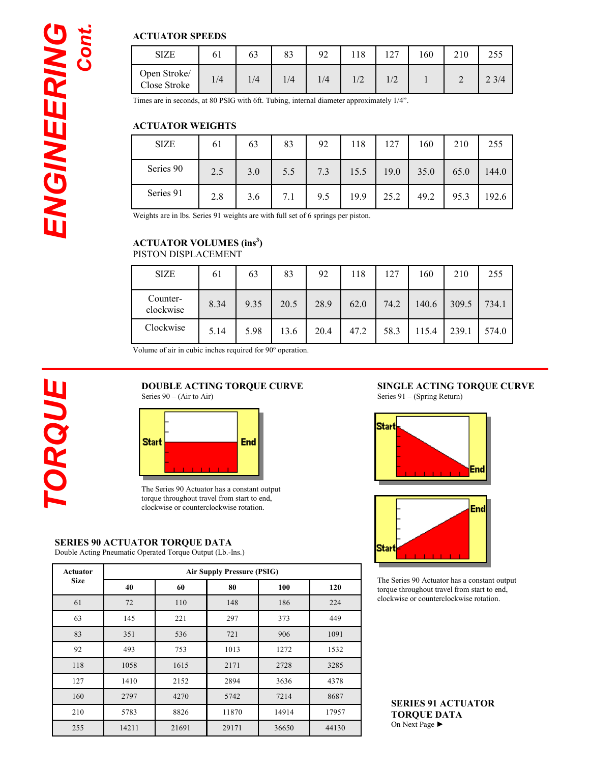# ENGINEERING *Cont.*

## ACTUATOR SPEEDS

| SIZE | 61 | 63 | 83 | 92 | 118 | 127 | 160 | 210 | 255 |
|---|---|---|---|---|---|---|---|---|---|
| Open Stroke/ Close Stroke | 1/4 | 1/4 | 1/4 | 1/4 | 1/2 | 1/2 | 1 | 2 | 2 3/4 |

Times are in seconds, at 80 PSIG with 6ft. Tubing, internal diameter approximately 1/4".

## ACTUATOR WEIGHTS

| SIZE | 61 | 63 | 83 | 92 | 118 | 127 | 160 | 210 | 255 |
|---|---|---|---|---|---|---|---|---|---|
| Series 90 | 2.5 | 3.0 | 5.5 | 7.3 | 15.5 | 19.0 | 35.0 | 65.0 | 144.0 |
| Series 91 | 2.8 | 3.6 | 7.1 | 9.5 | 19.9 | 25.2 | 49.2 | 95.3 | 192.6 |

Weights are in lbs. Series 91 weights are with full set of 6 springs per piston.

## ACTUATOR VOLUMES (ins$^3$)

PISTON DISPLACEMENT

| SIZE | 61 | 63 | 83 | 92 | 118 | 127 | 160 | 210 | 255 |
|---|---|---|---|---|---|---|---|---|---|
| Counter-clockwise | 8.34 | 9.35 | 20.5 | 28.9 | 62.0 | 74.2 | 140.6 | 309.5 | 734.1 |
| Clockwise | 5.14 | 5.98 | 13.6 | 20.4 | 47.2 | 58.3 | 115.4 | 239.1 | 574.0 |

Volume of air in cubic inches required for 90º operation.

# TORQUE

## DOUBLE ACTING TORQUE CURVE

Series 90 – (Air to Air)

Start End

The Series 90 Actuator has a constant output torque throughout travel from start to end, clockwise or counterclockwise rotation.

## SINGLE ACTING TORQUE CURVE

Series 91 – (Spring Return)

Start End

End Start

The Series 90 Actuator has a constant output torque throughout travel from start to end, clockwise or counterclockwise rotation.

## SERIES 90 ACTUATOR TORQUE DATA

Double Acting Pneumatic Operated Torque Output (Lb.-Ins.)

| Actuator Size | Air Supply Pressure (PSIG) | | | | |
|---|---|---|---|---|---|
| | 40 | 60 | 80 | 100 | 120 |
| 61 | 72 | 110 | 148 | 186 | 224 |
| 63 | 145 | 221 | 297 | 373 | 449 |
| 83 | 351 | 536 | 721 | 906 | 1091 |
| 92 | 493 | 753 | 1013 | 1272 | 1532 |
| 118 | 1058 | 1615 | 2171 | 2728 | 3285 |
| 127 | 1410 | 2152 | 2894 | 3636 | 4378 |
| 160 | 2797 | 4270 | 5742 | 7214 | 8687 |
| 210 | 5783 | 8826 | 11870 | 14914 | 17957 |
| 255 | 14211 | 21691 | 29171 | 36650 | 44130 |

**SERIES 91 ACTUATOR TORQUE DATA**

On Next Page ►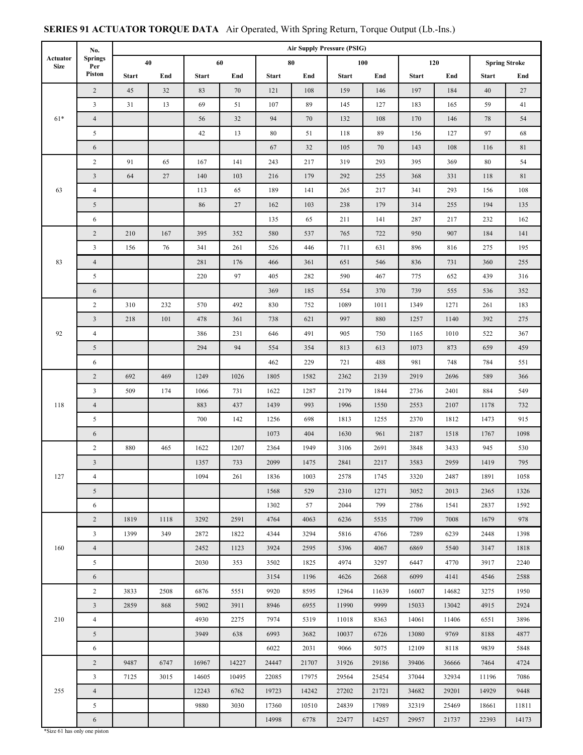**SERIES 91 ACTUATOR TORQUE DATA** Air Operated, With Spring Return, Torque Output (Lb.-Ins.)

| Actuator Size | No. Springs Per Piston | Air Supply Pressure (PSIG) | | | | | | | | | | | |
|---|---|---|---|---|---|---|---|---|---|---|---|---|---|
| | | 40 | | 60 | | 80 | | 100 | | 120 | | Spring Stroke | |
| | | Start | End | Start | End | Start | End | Start | End | Start | End | Start | End |
| 61* | 2 | 45 | 32 | 83 | 70 | 121 | 108 | 159 | 146 | 197 | 184 | 40 | 27 |
| | 3 | 31 | 13 | 69 | 51 | 107 | 89 | 145 | 127 | 183 | 165 | 59 | 41 |
| | 4 | | | 56 | 32 | 94 | 70 | 132 | 108 | 170 | 146 | 78 | 54 |
| | 5 | | | 42 | 13 | 80 | 51 | 118 | 89 | 156 | 127 | 97 | 68 |
| | 6 | | | | | 67 | 32 | 105 | 70 | 143 | 108 | 116 | 81 |
| 63 | 2 | 91 | 65 | 167 | 141 | 243 | 217 | 319 | 293 | 395 | 369 | 80 | 54 |
| | 3 | 64 | 27 | 140 | 103 | 216 | 179 | 292 | 255 | 368 | 331 | 118 | 81 |
| | 4 | | | 113 | 65 | 189 | 141 | 265 | 217 | 341 | 293 | 156 | 108 |
| | 5 | | | 86 | 27 | 162 | 103 | 238 | 179 | 314 | 255 | 194 | 135 |
| | 6 | | | | | 135 | 65 | 211 | 141 | 287 | 217 | 232 | 162 |
| 83 | 2 | 210 | 167 | 395 | 352 | 580 | 537 | 765 | 722 | 950 | 907 | 184 | 141 |
| | 3 | 156 | 76 | 341 | 261 | 526 | 446 | 711 | 631 | 896 | 816 | 275 | 195 |
| | 4 | | | 281 | 176 | 466 | 361 | 651 | 546 | 836 | 731 | 360 | 255 |
| | 5 | | | 220 | 97 | 405 | 282 | 590 | 467 | 775 | 652 | 439 | 316 |
| | 6 | | | | | 369 | 185 | 554 | 370 | 739 | 555 | 536 | 352 |
| 92 | 2 | 310 | 232 | 570 | 492 | 830 | 752 | 1089 | 1011 | 1349 | 1271 | 261 | 183 |
| | 3 | 218 | 101 | 478 | 361 | 738 | 621 | 997 | 880 | 1257 | 1140 | 392 | 275 |
| | 4 | | | 386 | 231 | 646 | 491 | 905 | 750 | 1165 | 1010 | 522 | 367 |
| | 5 | | | 294 | 94 | 554 | 354 | 813 | 613 | 1073 | 873 | 659 | 459 |
| | 6 | | | | | 462 | 229 | 721 | 488 | 981 | 748 | 784 | 551 |
| 118 | 2 | 692 | 469 | 1249 | 1026 | 1805 | 1582 | 2362 | 2139 | 2919 | 2696 | 589 | 366 |
| | 3 | 509 | 174 | 1066 | 731 | 1622 | 1287 | 2179 | 1844 | 2736 | 2401 | 884 | 549 |
| | 4 | | | 883 | 437 | 1439 | 993 | 1996 | 1550 | 2553 | 2107 | 1178 | 732 |
| | 5 | | | 700 | 142 | 1256 | 698 | 1813 | 1255 | 2370 | 1812 | 1473 | 915 |
| | 6 | | | | | 1073 | 404 | 1630 | 961 | 2187 | 1518 | 1767 | 1098 |
| 127 | 2 | 880 | 465 | 1622 | 1207 | 2364 | 1949 | 3106 | 2691 | 3848 | 3433 | 945 | 530 |
| | 3 | | | 1357 | 733 | 2099 | 1475 | 2841 | 2217 | 3583 | 2959 | 1419 | 795 |
| | 4 | | | 1094 | 261 | 1836 | 1003 | 2578 | 1745 | 3320 | 2487 | 1891 | 1058 |
| | 5 | | | | | 1568 | 529 | 2310 | 1271 | 3052 | 2013 | 2365 | 1326 |
| | 6 | | | | | 1302 | 57 | 2044 | 799 | 2786 | 1541 | 2837 | 1592 |
| 160 | 2 | 1819 | 1118 | 3292 | 2591 | 4764 | 4063 | 6236 | 5535 | 7709 | 7008 | 1679 | 978 |
| | 3 | 1399 | 349 | 2872 | 1822 | 4344 | 3294 | 5816 | 4766 | 7289 | 6239 | 2448 | 1398 |
| | 4 | | | 2452 | 1123 | 3924 | 2595 | 5396 | 4067 | 6869 | 5540 | 3147 | 1818 |
| | 5 | | | 2030 | 353 | 3502 | 1825 | 4974 | 3297 | 6447 | 4770 | 3917 | 2240 |
| | 6 | | | | | 3154 | 1196 | 4626 | 2668 | 6099 | 4141 | 4546 | 2588 |
| 210 | 2 | 3833 | 2508 | 6876 | 5551 | 9920 | 8595 | 12964 | 11639 | 16007 | 14682 | 3275 | 1950 |
| | 3 | 2859 | 868 | 5902 | 3911 | 8946 | 6955 | 11990 | 9999 | 15033 | 13042 | 4915 | 2924 |
| | 4 | | | 4930 | 2275 | 7974 | 5319 | 11018 | 8363 | 14061 | 11406 | 6551 | 3896 |
| | 5 | | | 3949 | 638 | 6993 | 3682 | 10037 | 6726 | 13080 | 9769 | 8188 | 4877 |
| | 6 | | | | | 6022 | 2031 | 9066 | 5075 | 12109 | 8118 | 9839 | 5848 |
| 255 | 2 | 9487 | 6747 | 16967 | 14227 | 24447 | 21707 | 31926 | 29186 | 39406 | 36666 | 7464 | 4724 |
| | 3 | 7125 | 3015 | 14605 | 10495 | 22085 | 17975 | 29564 | 25454 | 37044 | 32934 | 11196 | 7086 |
| | 4 | | | 12243 | 6762 | 19723 | 14242 | 27202 | 21721 | 34682 | 29201 | 14929 | 9448 |
| | 5 | | | 9880 | 3030 | 17360 | 10510 | 24839 | 17989 | 32319 | 25469 | 18661 | 11811 |
| | 6 | | | | | 14998 | 6778 | 22477 | 14257 | 29957 | 21737 | 22393 | 14173 |

*Size 61 has only one piston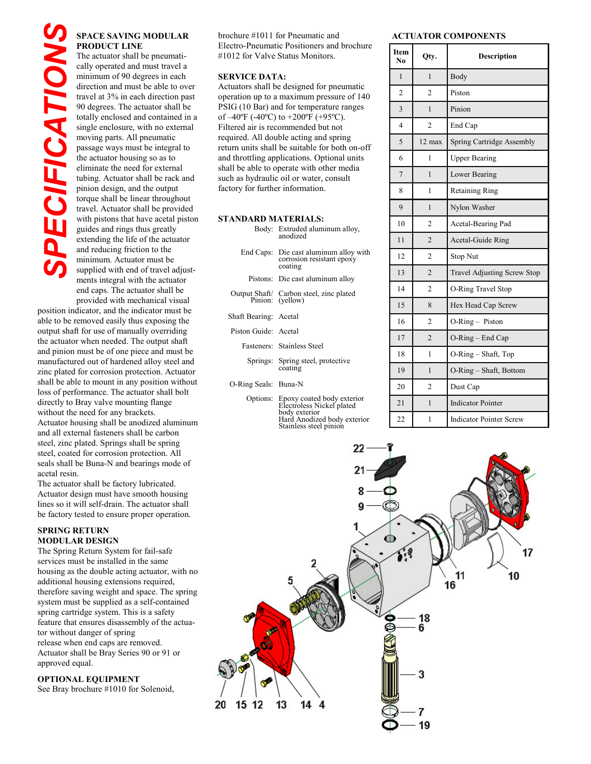# SPECIFICATIONS

## SPACE SAVING MODULAR PRODUCT LINE

The actuator shall be pneumatically operated and must travel a minimum of 90 degrees in each direction and must be able to over travel at 3% in each direction past 90 degrees. The actuator shall be totally enclosed and contained in a single enclosure, with no external moving parts. All pneumatic passage ways must be integral to the actuator housing so as to eliminate the need for external tubing. Actuator shall be rack and pinion design, and the output torque shall be linear throughout travel. Actuator shall be provided with pistons that have acetal piston guides and rings thus greatly extending the life of the actuator and reducing friction to the minimum. Actuator must be supplied with end of travel adjustments integral with the actuator end caps. The actuator shall be provided with mechanical visual position indicator, and the indicator must be able to be removed easily thus exposing the output shaft for use of manually overriding the actuator when needed. The output shaft and pinion must be of one piece and must be manufactured out of hardened alloy steel and zinc plated for corrosion protection. Actuator shall be able to mount in any position without loss of performance. The actuator shall bolt directly to Bray valve mounting flange without the need for any brackets.
Actuator housing shall be anodized aluminum and all external fasteners shall be carbon steel, zinc plated. Springs shall be spring steel, coated for corrosion protection. All seals shall be Buna-N and bearings mode of acetal resin.
The actuator shall be factory lubricated. Actuator design must have smooth housing lines so it will self-drain. The actuator shall be factory tested to ensure proper operation.

## SPRING RETURN MODULAR DESIGN

The Spring Return System for fail-safe services must be installed in the same housing as the double acting actuator, with no additional housing extensions required, therefore saving weight and space. The spring system must be supplied as a self-contained spring cartridge system. This is a safety feature that ensures disassembly of the actuator without danger of spring release when end caps are removed.
Actuator shall be Bray Series 90 or 91 or approved equal.

## OPTIONAL EQUIPMENT

See Bray brochure #1010 for Solenoid, brochure #1011 for Pneumatic and Electro-Pneumatic Positioners and brochure #1012 for Valve Status Monitors.

## SERVICE DATA:

Actuators shall be designed for pneumatic operation up to a maximum pressure of 140 PSIG (10 Bar) and for temperature ranges of –40ºF (-40ºC) to +200ºF (+95ºC). Filtered air is recommended but not required. All double acting and spring return units shall be suitable for both on-off and throttling applications. Optional units shall be able to operate with other media such as hydraulic oil or water, consult factory for further information.

## STANDARD MATERIALS:

| | |
|---|---|
| Body: | Extruded aluminum alloy, anodized |
| End Caps: | Die cast aluminum alloy with corrosion resistant epoxy coating |
| Pistons: | Die cast aluminum alloy |
| Output Shaft/ Pinion: | Carbon steel, zinc plated (yellow) |
| Shaft Bearing: | Acetal |
| Piston Guide: | Acetal |
| Fasteners: | Stainless Steel |
| Springs: | Spring steel, protective coating |
| O-Ring Seals: | Buna-N |
| Options: | Epoxy coated body exterior<br>Electroless Nickel plated body exterior<br>Hard Anodized body exterior<br>Stainless steel pinion |

## ACTUATOR COMPONENTS

| Item No | Qty. | Description |
|---|---|---|
| 1 | 1 | Body |
| 2 | 2 | Piston |
| 3 | 1 | Pinion |
| 4 | 2 | End Cap |
| 5 | 12 max | Spring Cartridge Assembly |
| 6 | 1 | Upper Bearing |
| 7 | 1 | Lower Bearing |
| 8 | 1 | Retaining Ring |
| 9 | 1 | Nylon Washer |
| 10 | 2 | Acetal-Bearing Pad |
| 11 | 2 | Acetal-Guide Ring |
| 12 | 2 | Stop Nut |
| 13 | 2 | Travel Adjusting Screw Stop |
| 14 | 2 | O-Ring Travel Stop |
| 15 | 8 | Hex Head Cap Screw |
| 16 | 2 | O-Ring – Piston |
| 17 | 2 | O-Ring – End Cap |
| 18 | 1 | O-Ring – Shaft, Top |
| 19 | 1 | O-Ring – Shaft, Bottom |
| 20 | 2 | Dust Cap |
| 21 | 1 | Indicator Pointer |
| 22 | 1 | Indicator Pointer Screw |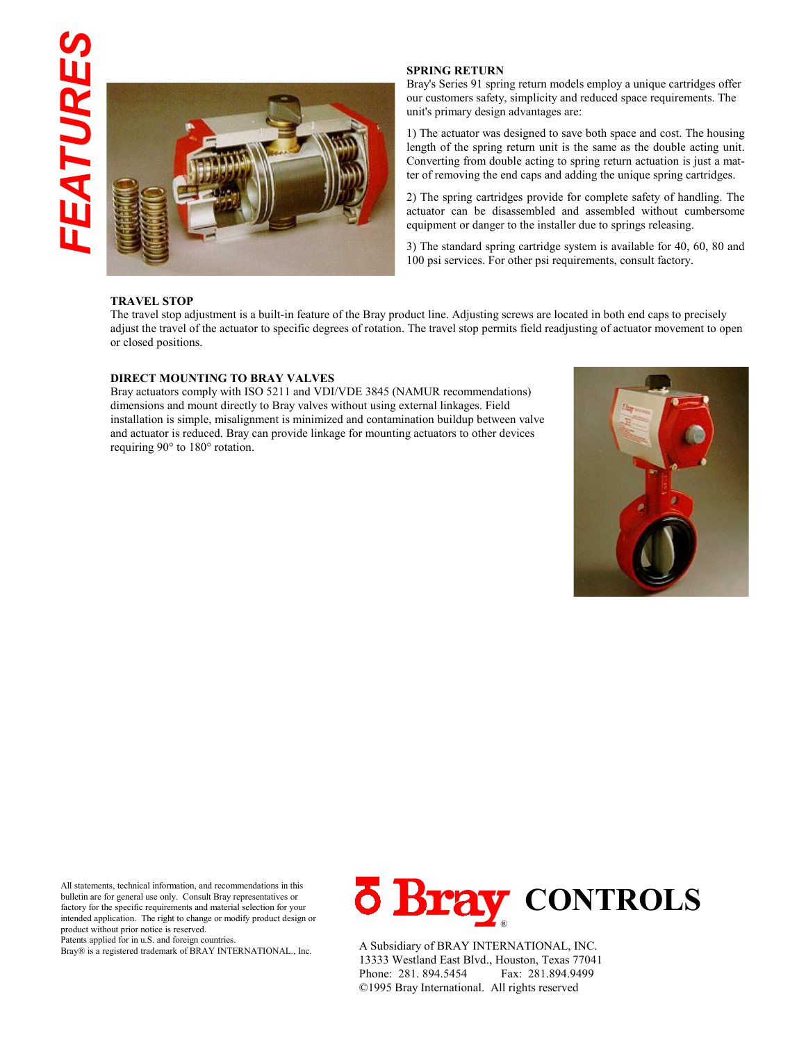# FEATURES

### SPRING RETURN

Bray's Series 91 spring return models employ a unique cartridges offer our customers safety, simplicity and reduced space requirements. The unit's primary design advantages are:

1) The actuator was designed to save both space and cost. The housing length of the spring return unit is the same as the double acting unit. Converting from double acting to spring return actuation is just a matter of removing the end caps and adding the unique spring cartridges.

2) The spring cartridges provide for complete safety of handling. The actuator can be disassembled and assembled without cumbersome equipment or danger to the installer due to springs releasing.

3) The standard spring cartridge system is available for 40, 60, 80 and 100 psi services. For other psi requirements, consult factory.

### TRAVEL STOP

The travel stop adjustment is a built-in feature of the Bray product line. Adjusting screws are located in both end caps to precisely adjust the travel of the actuator to specific degrees of rotation. The travel stop permits field readjusting of actuator movement to open or closed positions.

### DIRECT MOUNTING TO BRAY VALVES

Bray actuators comply with ISO 5211 and VDI/VDE 3845 (NAMUR recommendations) dimensions and mount directly to Bray valves without using external linkages. Field installation is simple, misalignment is minimized and contamination buildup between valve and actuator is reduced. Bray can provide linkage for mounting actuators to other devices requiring 90° to 180° rotation.

All statements, technical information, and recommendations in this bulletin are for general use only. Consult Bray representatives or factory for the specific requirements and material selection for your intended application. The right to change or modify product design or product without prior notice is reserved.
Patents applied for in u.S. and foreign countries.
Bray® is a registered trademark of BRAY INTERNATIONAL., Inc.

**Bray® CONTROLS**

A Subsidiary of BRAY INTERNATIONAL, INC.
13333 Westland East Blvd., Houston, Texas 77041
Phone: 281. 894.5454 Fax: 281.894.9499
©1995 Bray International. All rights reserved